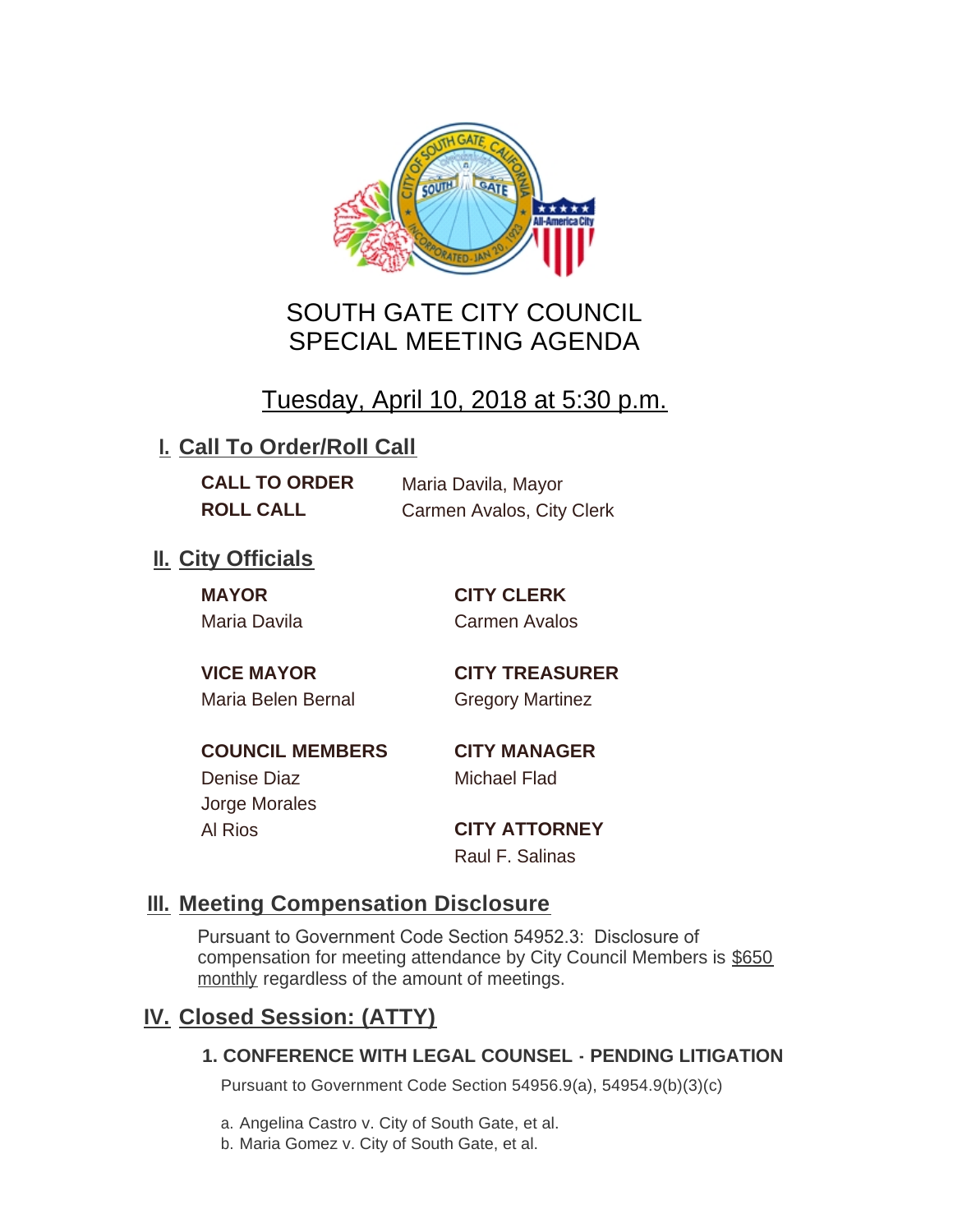# SOUTH GATE CITY COUNCIL
# SPECIAL MEETING AGENDA

## Tuesday, April 10, 2018 at 5:30 p.m.

## I. Call To Order/Roll Call

**CALL TO ORDER** Maria Davila, Mayor
**ROLL CALL** Carmen Avalos, City Clerk

## II. City Officials

**MAYOR**
Maria Davila

**VICE MAYOR**
Maria Belen Bernal

**COUNCIL MEMBERS**
Denise Diaz
Jorge Morales
Al Rios

**CITY CLERK**
Carmen Avalos

**CITY TREASURER**
Gregory Martinez

**CITY MANAGER**
Michael Flad

**CITY ATTORNEY**
Raul F. Salinas

## III. Meeting Compensation Disclosure

Pursuant to Government Code Section 54952.3: Disclosure of compensation for meeting attendance by City Council Members is $650 monthly regardless of the amount of meetings.

## IV. Closed Session: (ATTY)

### 1. CONFERENCE WITH LEGAL COUNSEL - PENDING LITIGATION

Pursuant to Government Code Section 54956.9(a), 54954.9(b)(3)(c)

a. Angelina Castro v. City of South Gate, et al.
b. Maria Gomez v. City of South Gate, et al.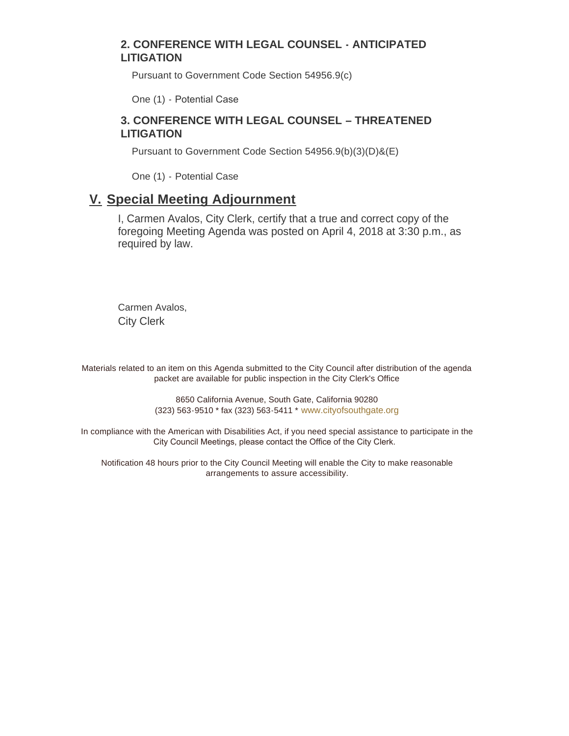### 2. CONFERENCE WITH LEGAL COUNSEL - ANTICIPATED LITIGATION

Pursuant to Government Code Section 54956.9(c)

One (1) - Potential Case

### 3. CONFERENCE WITH LEGAL COUNSEL – THREATENED LITIGATION

Pursuant to Government Code Section 54956.9(b)(3)(D)&(E)

One (1) - Potential Case

## V. Special Meeting Adjournment

I, Carmen Avalos, City Clerk, certify that a true and correct copy of the foregoing Meeting Agenda was posted on April 4, 2018 at 3:30 p.m., as required by law.

Carmen Avalos,
City Clerk

Materials related to an item on this Agenda submitted to the City Council after distribution of the agenda packet are available for public inspection in the City Clerk's Office

8650 California Avenue, South Gate, California 90280
(323) 563-9510 * fax (323) 563-5411 * www.cityofsouthgate.org

In compliance with the American with Disabilities Act, if you need special assistance to participate in the City Council Meetings, please contact the Office of the City Clerk.

Notification 48 hours prior to the City Council Meeting will enable the City to make reasonable arrangements to assure accessibility.